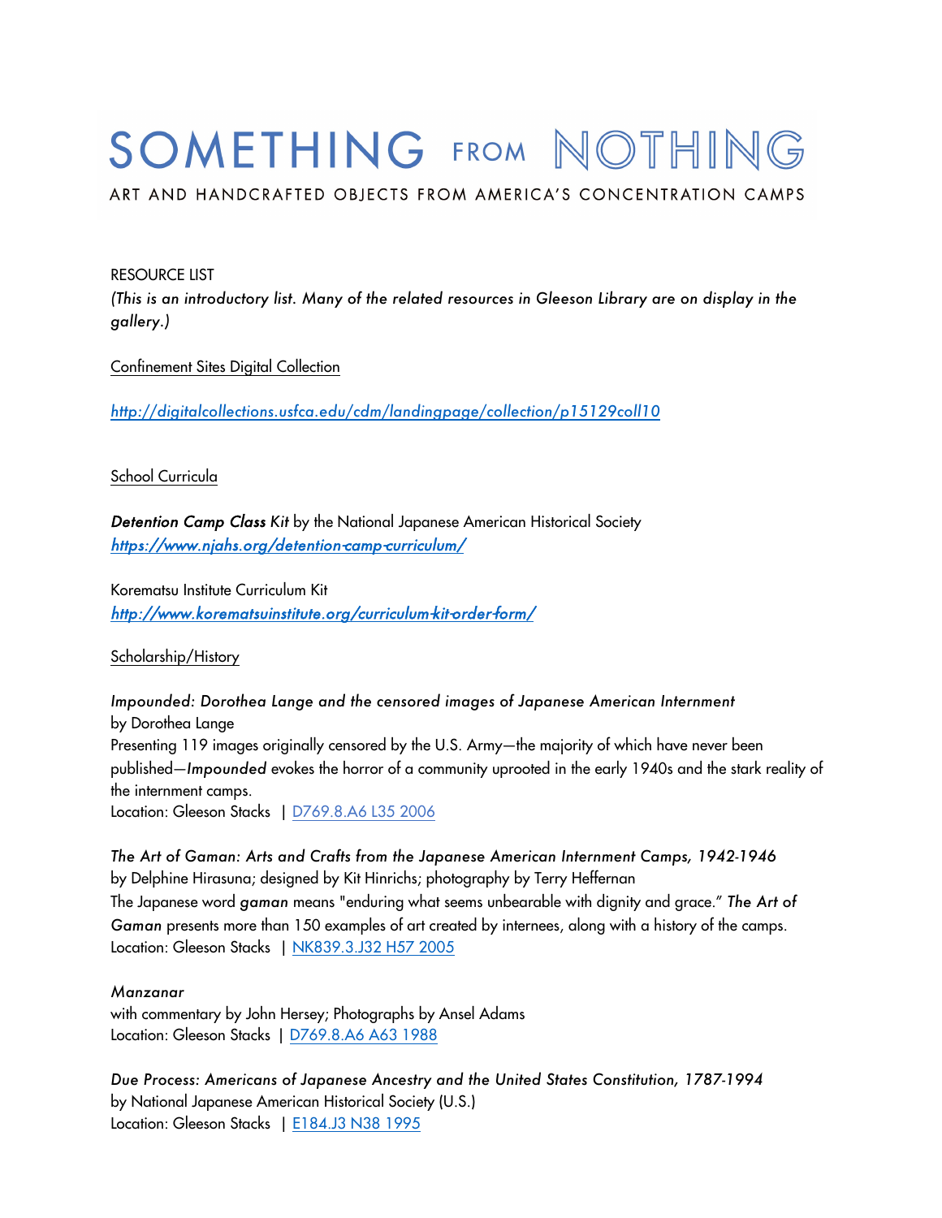# SOMETHING FROM NOTHING

ART AND HANDCRAFTED OBJECTS FROM AMERICA'S CONCENTRATION CAMPS

RESOURCE LIST

*(This is an introductory list. Many of the related resources in Gleeson Library are on display in the gallery.)*

## Confinement Sites Digital Collection

*http://digitalcollections.usfca.edu/cdm/landingpage/collection/p15129coll10*

## School Curricula

***Detention Camp Class Kit*** by the National Japanese American Historical Society
***https://www.njahs.org/detention-camp-curriculum/***

Korematsu Institute Curriculum Kit
***http://www.korematsuinstitute.org/curriculum-kit-order-form/***

## Scholarship/History

*Impounded: Dorothea Lange and the censored images of Japanese American Internment*
by Dorothea Lange
Presenting 119 images originally censored by the U.S. Army—the majority of which have never been published—*Impounded* evokes the horror of a community uprooted in the early 1940s and the stark reality of the internment camps.
Location: Gleeson Stacks | D769.8.A6 L35 2006

*The Art of Gaman: Arts and Crafts from the Japanese American Internment Camps, 1942-1946*
by Delphine Hirasuna; designed by Kit Hinrichs; photography by Terry Heffernan
The Japanese word *gaman* means "enduring what seems unbearable with dignity and grace." *The Art of Gaman* presents more than 150 examples of art created by internees, along with a history of the camps.
Location: Gleeson Stacks | NK839.3.J32 H57 2005

*Manzanar*
with commentary by John Hersey; Photographs by Ansel Adams
Location: Gleeson Stacks | D769.8.A6 A63 1988

*Due Process: Americans of Japanese Ancestry and the United States Constitution, 1787-1994*
by National Japanese American Historical Society (U.S.)
Location: Gleeson Stacks | E184.J3 N38 1995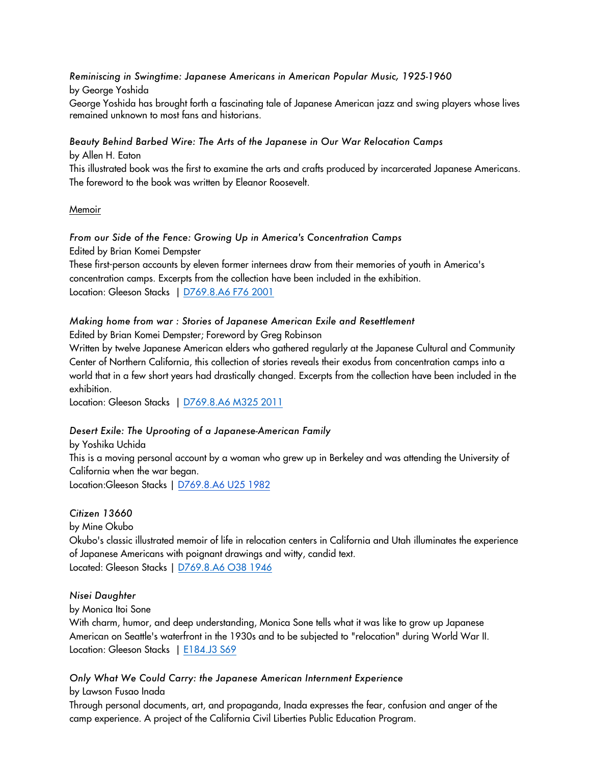*Reminiscing in Swingtime: Japanese Americans in American Popular Music, 1925-1960*
by George Yoshida
George Yoshida has brought forth a fascinating tale of Japanese American jazz and swing players whose lives remained unknown to most fans and historians.

*Beauty Behind Barbed Wire: The Arts of the Japanese in Our War Relocation Camps*
by Allen H. Eaton
This illustrated book was the first to examine the arts and crafts produced by incarcerated Japanese Americans. The foreword to the book was written by Eleanor Roosevelt.

<u>Memoir</u>

*From our Side of the Fence: Growing Up in America's Concentration Camps*
Edited by Brian Komei Dempster
These first-person accounts by eleven former internees draw from their memories of youth in America's concentration camps. Excerpts from the collection have been included in the exhibition.
Location: Gleeson Stacks | D769.8.A6 F76 2001

*Making home from war : Stories of Japanese American Exile and Resettlement*
Edited by Brian Komei Dempster; Foreword by Greg Robinson
Written by twelve Japanese American elders who gathered regularly at the Japanese Cultural and Community Center of Northern California, this collection of stories reveals their exodus from concentration camps into a world that in a few short years had drastically changed. Excerpts from the collection have been included in the exhibition.
Location: Gleeson Stacks | D769.8.A6 M325 2011

*Desert Exile: The Uprooting of a Japanese-American Family*
by Yoshika Uchida
This is a moving personal account by a woman who grew up in Berkeley and was attending the University of California when the war began.
Location:Gleeson Stacks | D769.8.A6 U25 1982

*Citizen 13660*
by Mine Okubo
Okubo's classic illustrated memoir of life in relocation centers in California and Utah illuminates the experience of Japanese Americans with poignant drawings and witty, candid text.
Located: Gleeson Stacks | D769.8.A6 O38 1946

*Nisei Daughter*
by Monica Itoi Sone
With charm, humor, and deep understanding, Monica Sone tells what it was like to grow up Japanese American on Seattle's waterfront in the 1930s and to be subjected to "relocation" during World War II.
Location: Gleeson Stacks | E184.J3 S69

*Only What We Could Carry: the Japanese American Internment Experience*
by Lawson Fusao Inada
Through personal documents, art, and propaganda, Inada expresses the fear, confusion and anger of the camp experience. A project of the California Civil Liberties Public Education Program.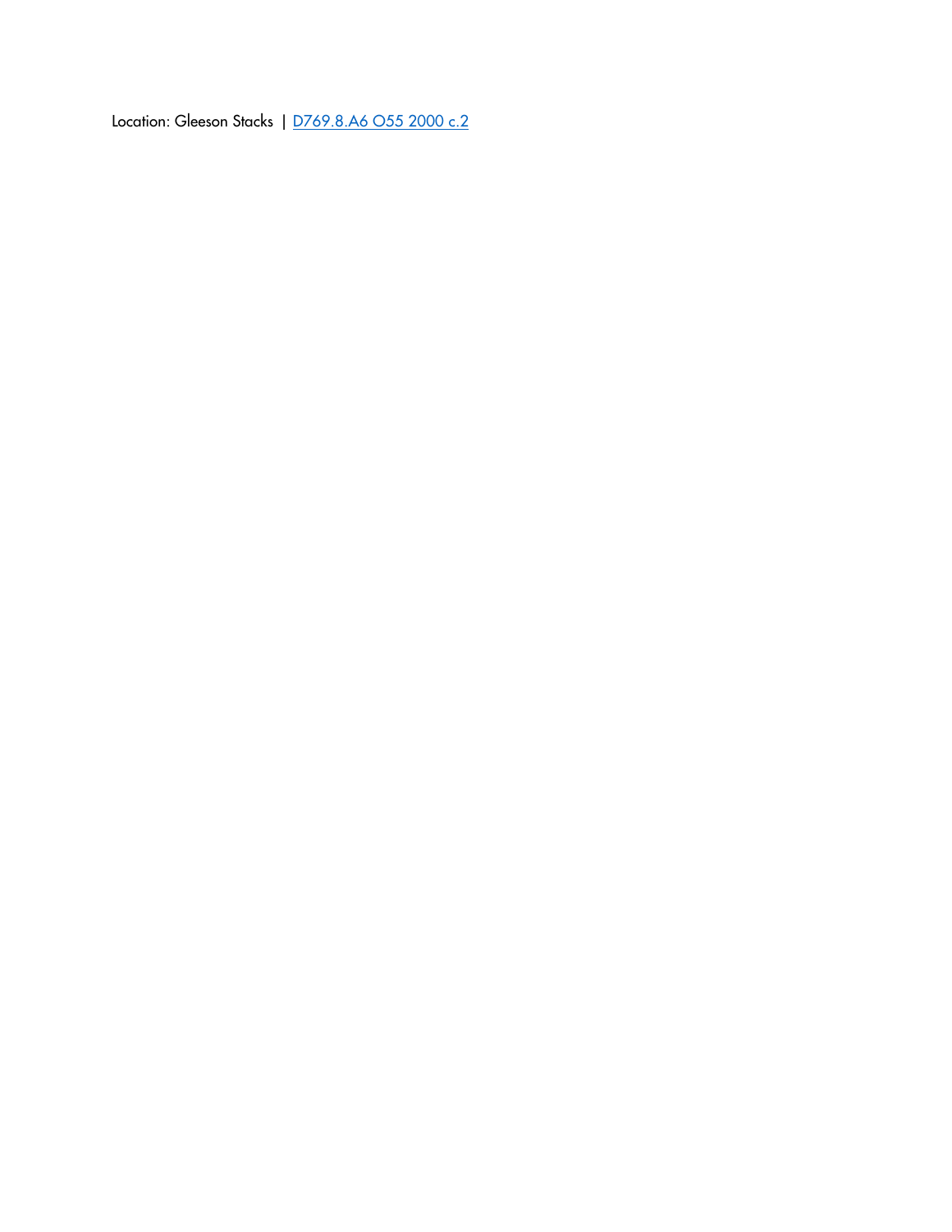Location: Gleeson Stacks | [D769.8.A6 O55 2000 c.2]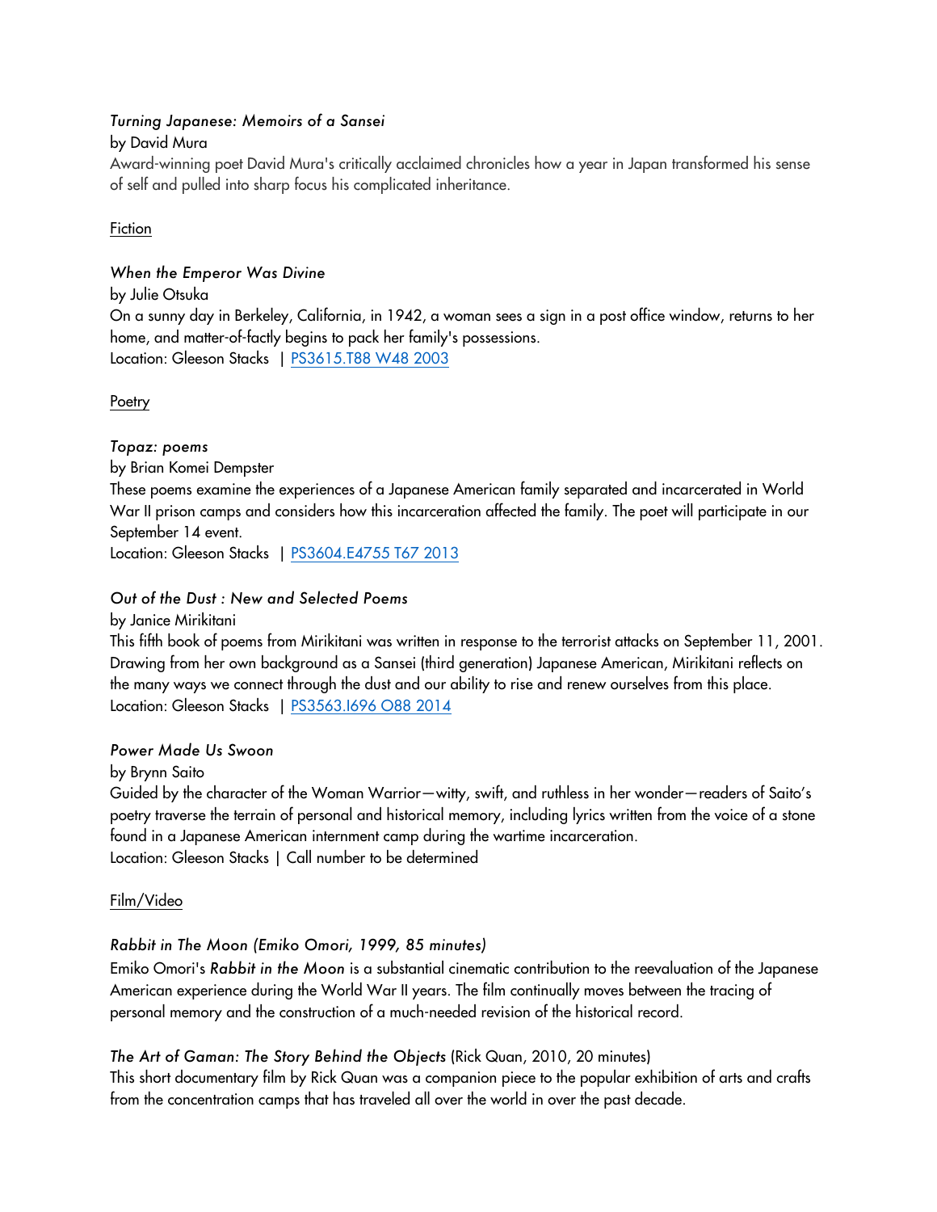*Turning Japanese: Memoirs of a Sansei*
by David Mura
Award-winning poet David Mura's critically acclaimed chronicles how a year in Japan transformed his sense of self and pulled into sharp focus his complicated inheritance.

Fiction

*When the Emperor Was Divine*
by Julie Otsuka
On a sunny day in Berkeley, California, in 1942, a woman sees a sign in a post office window, returns to her home, and matter-of-factly begins to pack her family's possessions.
Location: Gleeson Stacks | PS3615.T88 W48 2003

Poetry

*Topaz: poems*
by Brian Komei Dempster
These poems examine the experiences of a Japanese American family separated and incarcerated in World War II prison camps and considers how this incarceration affected the family. The poet will participate in our September 14 event.
Location: Gleeson Stacks | PS3604.E4755 T67 2013

*Out of the Dust : New and Selected Poems*
by Janice Mirikitani
This fifth book of poems from Mirikitani was written in response to the terrorist attacks on September 11, 2001. Drawing from her own background as a Sansei (third generation) Japanese American, Mirikitani reflects on the many ways we connect through the dust and our ability to rise and renew ourselves from this place.
Location: Gleeson Stacks | PS3563.I696 O88 2014

*Power Made Us Swoon*
by Brynn Saito
Guided by the character of the Woman Warrior—witty, swift, and ruthless in her wonder—readers of Saito's poetry traverse the terrain of personal and historical memory, including lyrics written from the voice of a stone found in a Japanese American internment camp during the wartime incarceration.
Location: Gleeson Stacks | Call number to be determined

Film/Video

*Rabbit in The Moon (Emiko Omori, 1999, 85 minutes)*
Emiko Omori's ***Rabbit in the Moon*** is a substantial cinematic contribution to the reevaluation of the Japanese American experience during the World War II years. The film continually moves between the tracing of personal memory and the construction of a much-needed revision of the historical record.

*The Art of Gaman: The Story Behind the Objects* (Rick Quan, 2010, 20 minutes)
This short documentary film by Rick Quan was a companion piece to the popular exhibition of arts and crafts from the concentration camps that has traveled all over the world in over the past decade.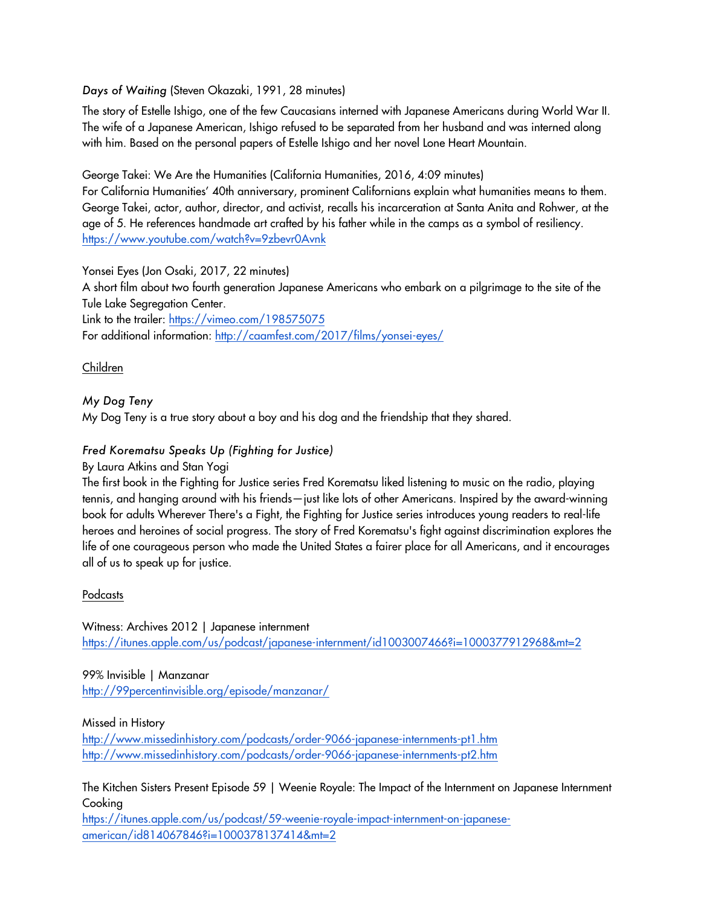*Days of Waiting* (Steven Okazaki, 1991, 28 minutes)

The story of Estelle Ishigo, one of the few Caucasians interned with Japanese Americans during World War II. The wife of a Japanese American, Ishigo refused to be separated from her husband and was interned along with him. Based on the personal papers of Estelle Ishigo and her novel Lone Heart Mountain.

George Takei: We Are the Humanities (California Humanities, 2016, 4:09 minutes)
For California Humanities' 40th anniversary, prominent Californians explain what humanities means to them. George Takei, actor, author, director, and activist, recalls his incarceration at Santa Anita and Rohwer, at the age of 5. He references handmade art crafted by his father while in the camps as a symbol of resiliency.
https://www.youtube.com/watch?v=9zbevr0Avnk

Yonsei Eyes (Jon Osaki, 2017, 22 minutes)
A short film about two fourth generation Japanese Americans who embark on a pilgrimage to the site of the Tule Lake Segregation Center.
Link to the trailer: https://vimeo.com/198575075
For additional information: http://caamfest.com/2017/films/yonsei-eyes/

Children

*My Dog Teny*
My Dog Teny is a true story about a boy and his dog and the friendship that they shared.

*Fred Korematsu Speaks Up (Fighting for Justice)*
By Laura Atkins and Stan Yogi
The first book in the Fighting for Justice series Fred Korematsu liked listening to music on the radio, playing tennis, and hanging around with his friends—just like lots of other Americans. Inspired by the award-winning book for adults Wherever There's a Fight, the Fighting for Justice series introduces young readers to real-life heroes and heroines of social progress. The story of Fred Korematsu's fight against discrimination explores the life of one courageous person who made the United States a fairer place for all Americans, and it encourages all of us to speak up for justice.

Podcasts

Witness: Archives 2012 | Japanese internment
https://itunes.apple.com/us/podcast/japanese-internment/id1003007466?i=1000377912968&mt=2

99% Invisible | Manzanar
http://99percentinvisible.org/episode/manzanar/

Missed in History
http://www.missedinhistory.com/podcasts/order-9066-japanese-internments-pt1.htm
http://www.missedinhistory.com/podcasts/order-9066-japanese-internments-pt2.htm

The Kitchen Sisters Present Episode 59 | Weenie Royale: The Impact of the Internment on Japanese Internment Cooking
https://itunes.apple.com/us/podcast/59-weenie-royale-impact-internment-on-japanese-american/id814067846?i=1000378137414&mt=2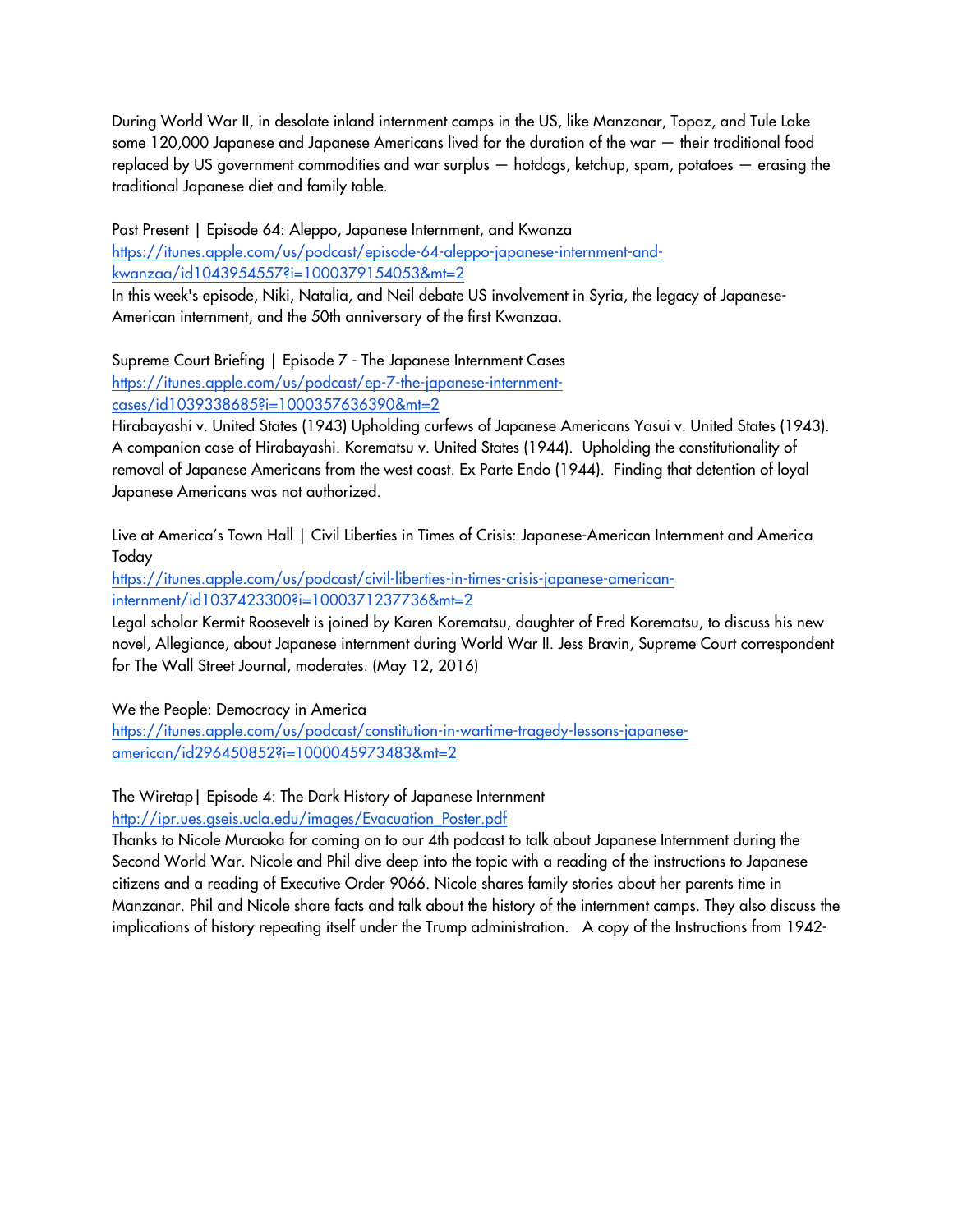During World War II, in desolate inland internment camps in the US, like Manzanar, Topaz, and Tule Lake some 120,000 Japanese and Japanese Americans lived for the duration of the war — their traditional food replaced by US government commodities and war surplus — hotdogs, ketchup, spam, potatoes — erasing the traditional Japanese diet and family table.

Past Present | Episode 64: Aleppo, Japanese Internment, and Kwanza
https://itunes.apple.com/us/podcast/episode-64-aleppo-japanese-internment-and-kwanzaa/id1043954557?i=1000379154053&mt=2
In this week's episode, Niki, Natalia, and Neil debate US involvement in Syria, the legacy of Japanese-American internment, and the 50th anniversary of the first Kwanzaa.

Supreme Court Briefing | Episode 7 - The Japanese Internment Cases
https://itunes.apple.com/us/podcast/ep-7-the-japanese-internment-cases/id1039338685?i=1000357636390&mt=2
Hirabayashi v. United States (1943) Upholding curfews of Japanese Americans Yasui v. United States (1943). A companion case of Hirabayashi. Korematsu v. United States (1944). Upholding the constitutionality of removal of Japanese Americans from the west coast. Ex Parte Endo (1944). Finding that detention of loyal Japanese Americans was not authorized.

Live at America's Town Hall | Civil Liberties in Times of Crisis: Japanese-American Internment and America Today
https://itunes.apple.com/us/podcast/civil-liberties-in-times-crisis-japanese-american-internment/id1037423300?i=1000371237736&mt=2
Legal scholar Kermit Roosevelt is joined by Karen Korematsu, daughter of Fred Korematsu, to discuss his new novel, Allegiance, about Japanese internment during World War II. Jess Bravin, Supreme Court correspondent for The Wall Street Journal, moderates. (May 12, 2016)

We the People: Democracy in America
https://itunes.apple.com/us/podcast/constitution-in-wartime-tragedy-lessons-japanese-american/id296450852?i=1000045973483&mt=2

The Wiretap| Episode 4: The Dark History of Japanese Internment
http://ipr.ues.gseis.ucla.edu/images/Evacuation_Poster.pdf
Thanks to Nicole Muraoka for coming on to our 4th podcast to talk about Japanese Internment during the Second World War. Nicole and Phil dive deep into the topic with a reading of the instructions to Japanese citizens and a reading of Executive Order 9066. Nicole shares family stories about her parents time in Manzanar. Phil and Nicole share facts and talk about the history of the internment camps. They also discuss the implications of history repeating itself under the Trump administration. A copy of the Instructions from 1942-